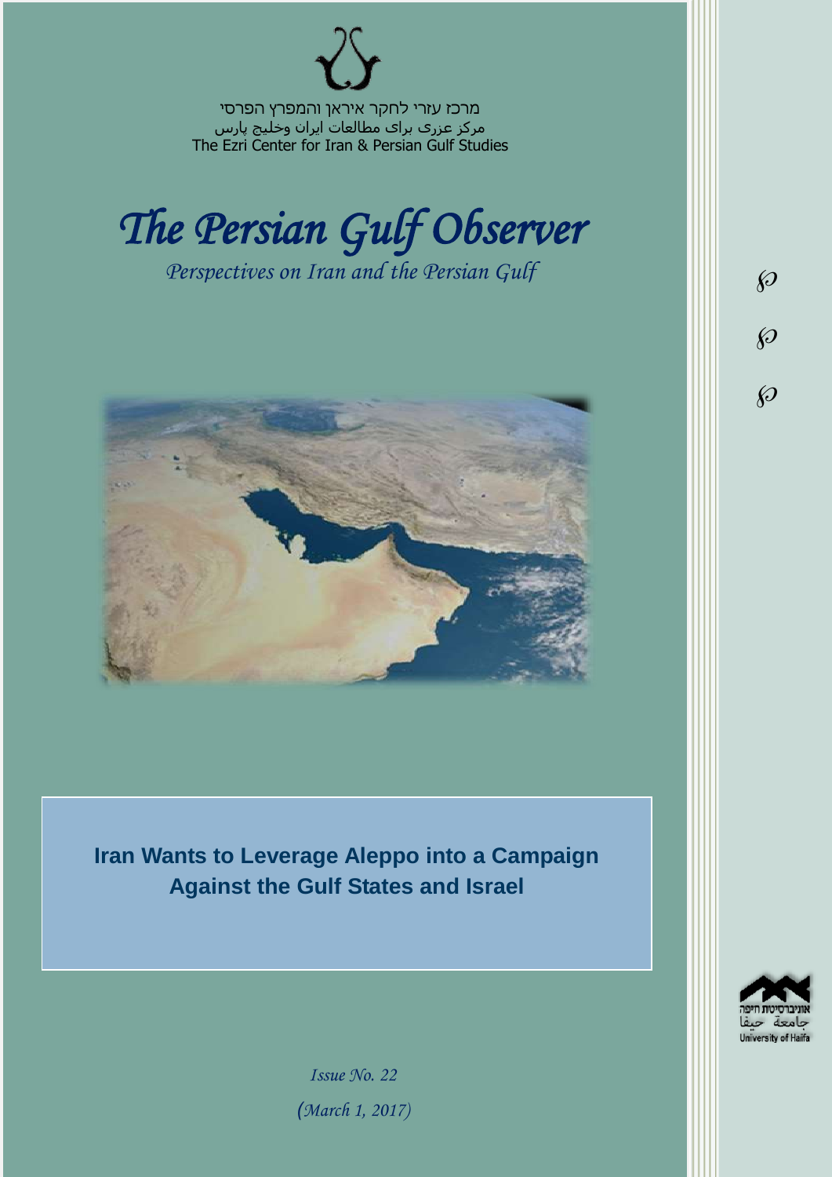מרכז עזרי לחקר איראן והמפרץ הפרסי
مرکز عزری برای مطالعات ایران وخلیج پارس
The Ezri Center for Iran & Persian Gulf Studies

# *The Persian Gulf Observer*

*Perspectives on Iran and the Persian Gulf*

## Iran Wants to Leverage Aleppo into a Campaign Against the Gulf States and Israel

*Issue No. 22*

*(March 1, 2017)*

אוניברסיטת חיפה
جامعة حيفا
University of Haifa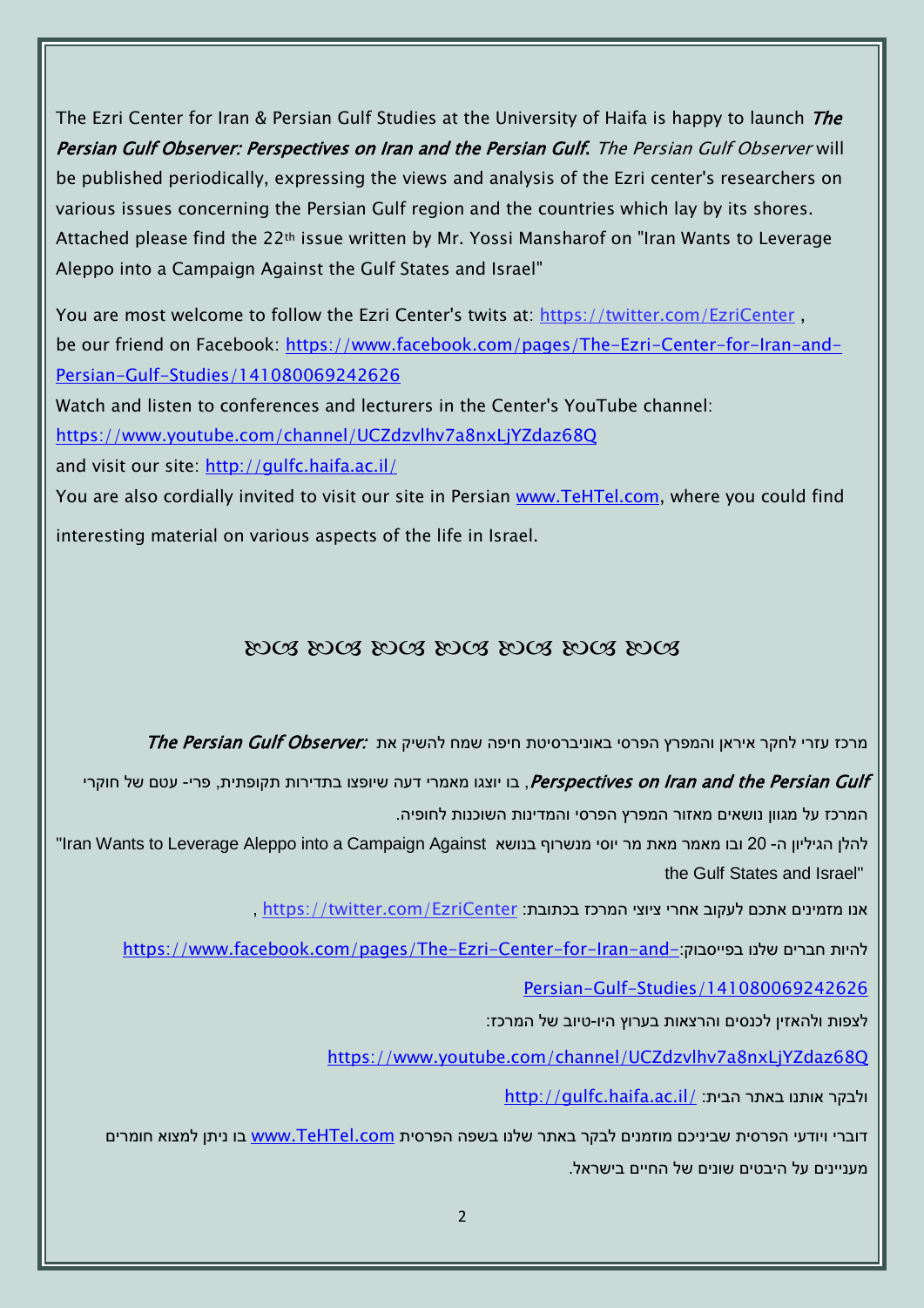The Ezri Center for Iran & Persian Gulf Studies at the University of Haifa is happy to launch ***The Persian Gulf Observer: Perspectives on Iran and the Persian Gulf.*** *The Persian Gulf Observer* will be published periodically, expressing the views and analysis of the Ezri center's researchers on various issues concerning the Persian Gulf region and the countries which lay by its shores. Attached please find the 22th issue written by Mr. Yossi Mansharof on "Iran Wants to Leverage Aleppo into a Campaign Against the Gulf States and Israel"

You are most welcome to follow the Ezri Center's twits at: https://twitter.com/EzriCenter ,
be our friend on Facebook: https://www.facebook.com/pages/The-Ezri-Center-for-Iran-and-Persian-Gulf-Studies/141080069242626
Watch and listen to conferences and lecturers in the Center's YouTube channel:
https://www.youtube.com/channel/UCZdzvlhv7a8nxLjYZdaz68Q
and visit our site: http://gulfc.haifa.ac.il/
You are also cordially invited to visit our site in Persian www.TeHTel.com, where you could find interesting material on various aspects of the life in Israel.

ꕤ ꕤ ꕤ ꕤ ꕤ ꕤ ꕤ

מרכז עזרי לחקר איראן והמפרץ הפרסי באוניברסיטת חיפה שמח להשיק את ***:The Persian Gulf Observer***
***Perspectives on Iran and the Persian Gulf***, בו יוצגו מאמרי דעה שיופצו בתדירות תקופתית, פרי- עטם של חוקרי המרכז על מגוון נושאים מאזור המפרץ הפרסי והמדינות השוכנות לחופיה.
להלן הגיליון ה- 20 ובו מאמר מאת מר יוסי מנשרוף בנושא "Iran Wants to Leverage Aleppo into a Campaign Against the Gulf States and Israel"

אנו מזמינים אתכם לעקוב אחרי ציוצי המרכז בכתובת: https://twitter.com/EzriCenter ,

להיות חברים שלנו בפייסבוק: https://www.facebook.com/pages/The-Ezri-Center-for-Iran-and-Persian-Gulf-Studies/141080069242626

לצפות ולהאזין לכנסים והרצאות בערוץ היו-טיוב של המרכז:

https://www.youtube.com/channel/UCZdzvlhv7a8nxLjYZdaz68Q

ולבקר אותנו באתר הבית: http://gulfc.haifa.ac.il/

דוברי ויודעי הפרסית שביניכם מוזמנים לבקר באתר שלנו בשפה הפרסית www.TeHTel.com בו ניתן למצוא חומרים מעניינים על היבטים שונים של החיים בישראל.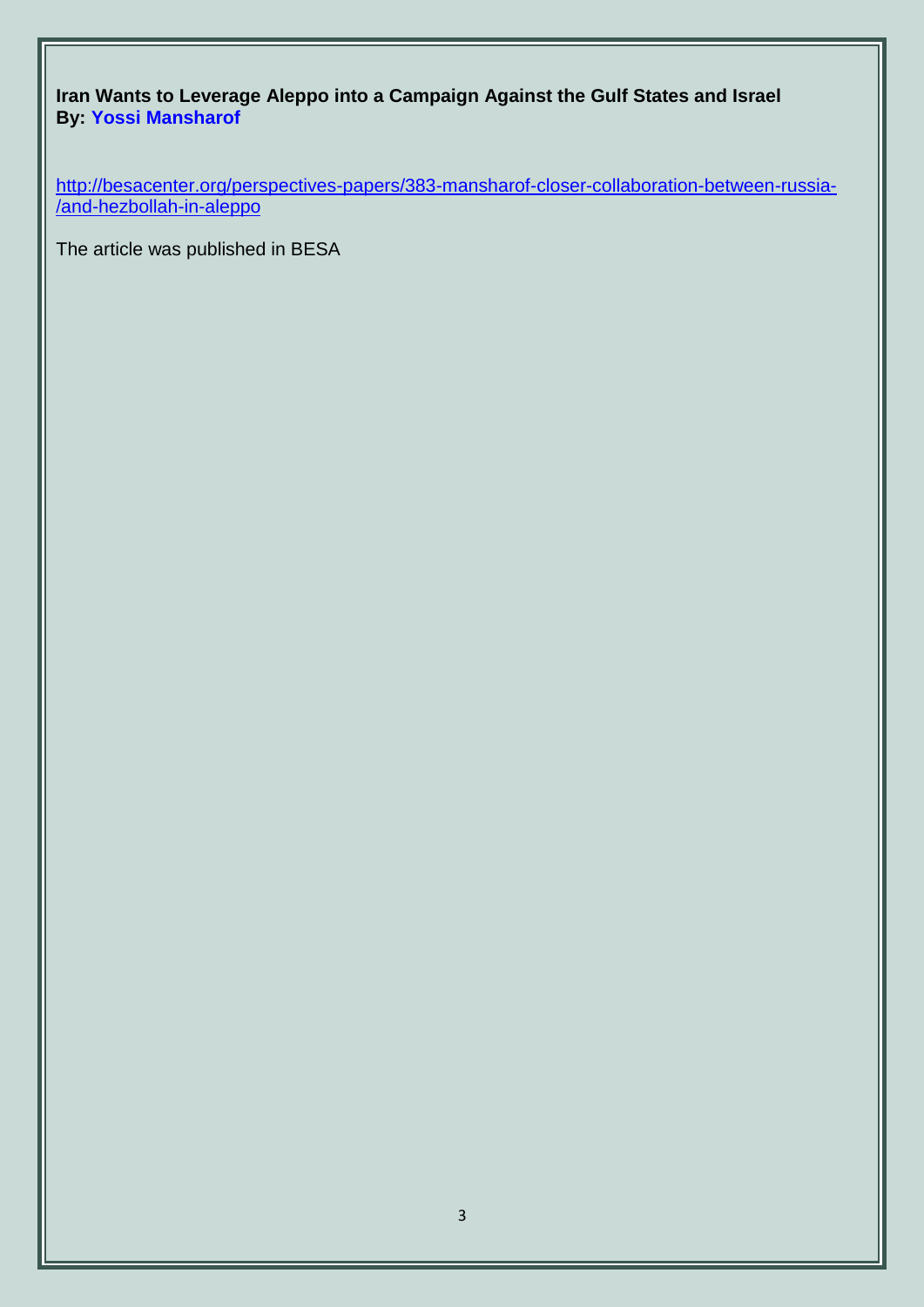**Iran Wants to Leverage Aleppo into a Campaign Against the Gulf States and Israel**
**By: Yossi Mansharof**

http://besacenter.org/perspectives-papers/383-mansharof-closer-collaboration-between-russia-/and-hezbollah-in-aleppo

The article was published in BESA